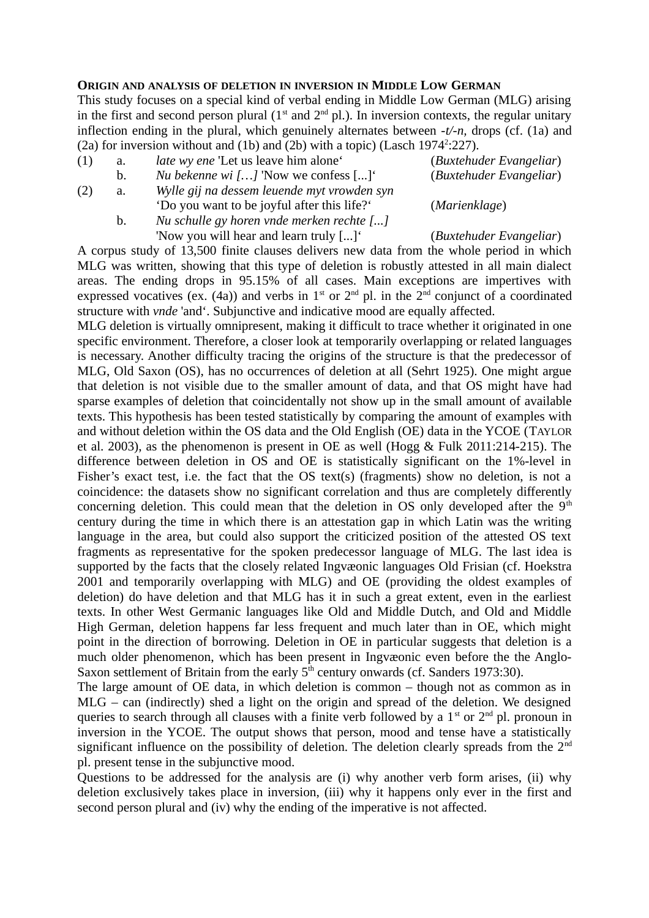**ORIGIN AND ANALYSIS OF DELETION IN INVERSION IN MIDDLE LOW GERMAN**

This study focuses on a special kind of verbal ending in Middle Low German (MLG) arising in the first and second person plural (1st and 2nd pl.). In inversion contexts, the regular unitary inflection ending in the plural, which genuinely alternates between *-t/-n,* drops (cf. (1a) and (2a) for inversion without and (1b) and (2b) with a topic) (Lasch 1974²:227).

| | | | |
|---|---|---|---|
| (1) | a. | *late wy ene* 'Let us leave him alone' | (*Buxtehuder Evangeliar*) |
| | b. | *Nu bekenne wi […]* 'Now we confess [...]' | (*Buxtehuder Evangeliar*) |
| (2) | a. | *Wylle gij na dessem leuende myt vrowden syn* 'Do you want to be joyful after this life?' | (*Marienklage*) |
| | b. | *Nu schulle gy horen vnde merken rechte [...]* 'Now you will hear and learn truly [...]' | (*Buxtehuder Evangeliar*) |

A corpus study of 13,500 finite clauses delivers new data from the whole period in which MLG was written, showing that this type of deletion is robustly attested in all main dialect areas. The ending drops in 95.15% of all cases. Main exceptions are impertives with expressed vocatives (ex. (4a)) and verbs in 1st or 2nd pl. in the 2nd conjunct of a coordinated structure with *vnde* 'and'. Subjunctive and indicative mood are equally affected.

MLG deletion is virtually omnipresent, making it difficult to trace whether it originated in one specific environment. Therefore, a closer look at temporarily overlapping or related languages is necessary. Another difficulty tracing the origins of the structure is that the predecessor of MLG, Old Saxon (OS), has no occurrences of deletion at all (Sehrt 1925). One might argue that deletion is not visible due to the smaller amount of data, and that OS might have had sparse examples of deletion that coincidentally not show up in the small amount of available texts. This hypothesis has been tested statistically by comparing the amount of examples with and without deletion within the OS data and the Old English (OE) data in the YCOE (TAYLOR et al. 2003), as the phenomenon is present in OE as well (Hogg & Fulk 2011:214-215). The difference between deletion in OS and OE is statistically significant on the 1%-level in Fisher's exact test, i.e. the fact that the OS text(s) (fragments) show no deletion, is not a coincidence: the datasets show no significant correlation and thus are completely differently concerning deletion. This could mean that the deletion in OS only developed after the 9th century during the time in which there is an attestation gap in which Latin was the writing language in the area, but could also support the criticized position of the attested OS text fragments as representative for the spoken predecessor language of MLG. The last idea is supported by the facts that the closely related Ingvæonic languages Old Frisian (cf. Hoekstra 2001 and temporarily overlapping with MLG) and OE (providing the oldest examples of deletion) do have deletion and that MLG has it in such a great extent, even in the earliest texts. In other West Germanic languages like Old and Middle Dutch, and Old and Middle High German, deletion happens far less frequent and much later than in OE, which might point in the direction of borrowing. Deletion in OE in particular suggests that deletion is a much older phenomenon, which has been present in Ingvæonic even before the the Anglo-Saxon settlement of Britain from the early 5th century onwards (cf. Sanders 1973:30).

The large amount of OE data, in which deletion is common – though not as common as in MLG – can (indirectly) shed a light on the origin and spread of the deletion. We designed queries to search through all clauses with a finite verb followed by a 1st or 2nd pl. pronoun in inversion in the YCOE. The output shows that person, mood and tense have a statistically significant influence on the possibility of deletion. The deletion clearly spreads from the 2nd pl. present tense in the subjunctive mood.

Questions to be addressed for the analysis are (i) why another verb form arises, (ii) why deletion exclusively takes place in inversion, (iii) why it happens only ever in the first and second person plural and (iv) why the ending of the imperative is not affected.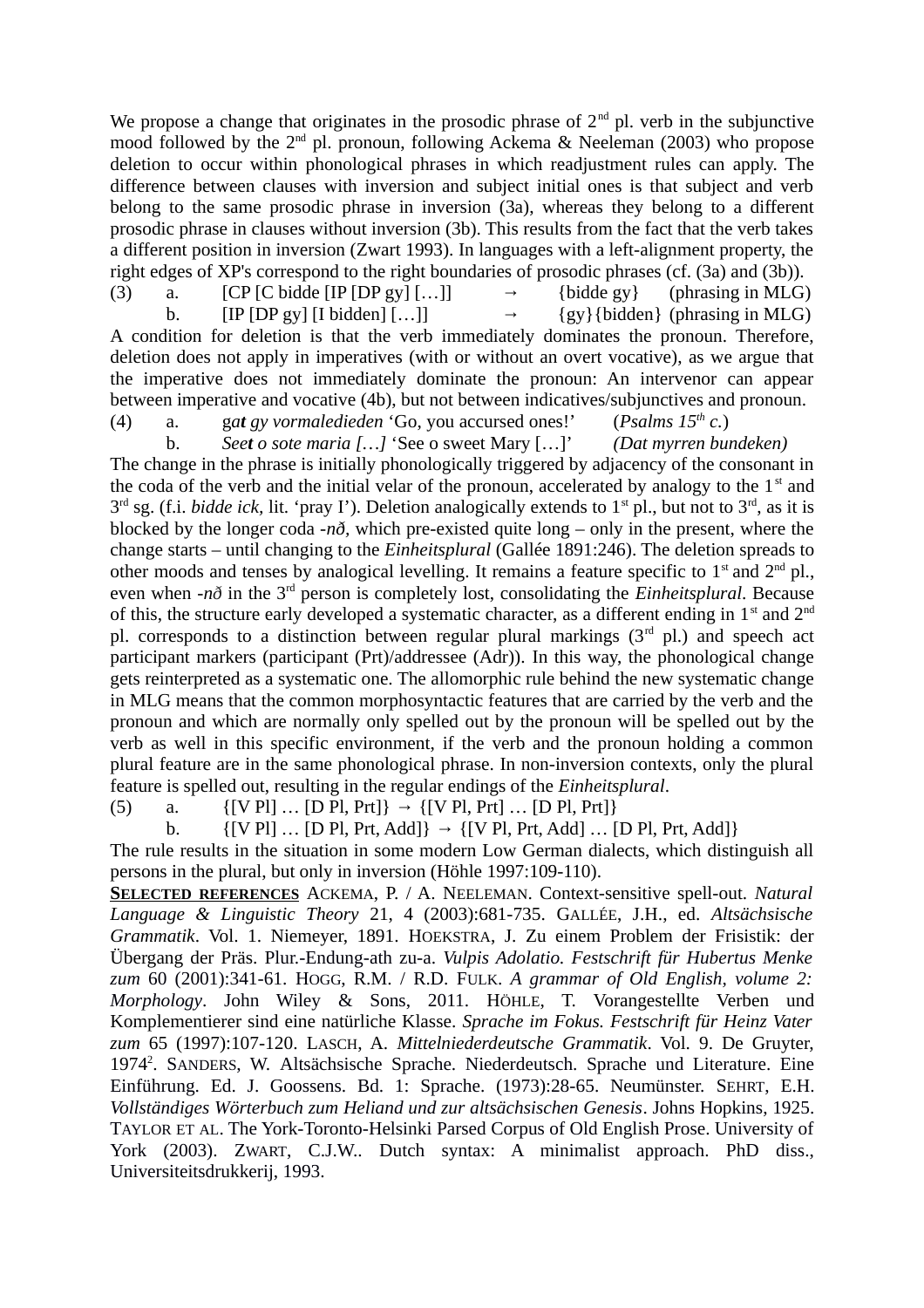We propose a change that originates in the prosodic phrase of 2nd pl. verb in the subjunctive mood followed by the 2nd pl. pronoun, following Ackema & Neeleman (2003) who propose deletion to occur within phonological phrases in which readjustment rules can apply. The difference between clauses with inversion and subject initial ones is that subject and verb belong to the same prosodic phrase in inversion (3a), whereas they belong to a different prosodic phrase in clauses without inversion (3b). This results from the fact that the verb takes a different position in inversion (Zwart 1993). In languages with a left-alignment property, the right edges of XP's correspond to the right boundaries of prosodic phrases (cf. (3a) and (3b)).

(3) a. [CP [C bidde [IP [DP gy] […]] → {bidde gy} (phrasing in MLG)
 b. [IP [DP gy] [I bidden] […]] → {gy}{bidden} (phrasing in MLG)

A condition for deletion is that the verb immediately dominates the pronoun. Therefore, deletion does not apply in imperatives (with or without an overt vocative), as we argue that the imperative does not immediately dominate the pronoun: An intervenor can appear between imperative and vocative (4b), but not between indicatives/subjunctives and pronoun.

(4) a. g***at*** *gy vormaledieden* 'Go, you accursed ones!' (*Psalms 15th c.*)
 b. *See**t** o sote maria […]* 'See o sweet Mary […]' *(Dat myrren bundeken)*

The change in the phrase is initially phonologically triggered by adjacency of the consonant in the coda of the verb and the initial velar of the pronoun, accelerated by analogy to the 1st and 3rd sg. (f.i. *bidde ick*, lit. 'pray I'). Deletion analogically extends to 1st pl., but not to 3rd, as it is blocked by the longer coda *-nð*, which pre-existed quite long – only in the present, where the change starts – until changing to the *Einheitsplural* (Gallée 1891:246). The deletion spreads to other moods and tenses by analogical levelling. It remains a feature specific to 1st and 2nd pl., even when *-nð* in the 3rd person is completely lost, consolidating the *Einheitsplural*. Because of this, the structure early developed a systematic character, as a different ending in 1st and 2nd pl. corresponds to a distinction between regular plural markings (3rd pl.) and speech act participant markers (participant (Prt)/addressee (Adr)). In this way, the phonological change gets reinterpreted as a systematic one. The allomorphic rule behind the new systematic change in MLG means that the common morphosyntactic features that are carried by the verb and the pronoun and which are normally only spelled out by the pronoun will be spelled out by the verb as well in this specific environment, if the verb and the pronoun holding a common plural feature are in the same phonological phrase. In non-inversion contexts, only the plural feature is spelled out, resulting in the regular endings of the *Einheitsplural*.

(5) a. {[V Pl] … [D Pl, Prt]} → {[V Pl, Prt] … [D Pl, Prt]}
 b. {[V Pl] … [D Pl, Prt, Add]} → {[V Pl, Prt, Add] … [D Pl, Prt, Add]}

The rule results in the situation in some modern Low German dialects, which distinguish all persons in the plural, but only in inversion (Höhle 1997:109-110).

**Selected references** Ackema, P. / A. Neeleman. Context-sensitive spell-out. *Natural Language & Linguistic Theory* 21, 4 (2003):681-735. Gallée, J.H., ed. *Altsächsische Grammatik*. Vol. 1. Niemeyer, 1891. Hoekstra, J. Zu einem Problem der Frisistik: der Übergang der Präs. Plur.-Endung-ath zu-a. *Vulpis Adolatio. Festschrift für Hubertus Menke zum* 60 (2001):341-61. Hogg, R.M. / R.D. Fulk. *A grammar of Old English, volume 2: Morphology*. John Wiley & Sons, 2011. Höhle, T. Vorangestellte Verben und Komplementierer sind eine natürliche Klasse. *Sprache im Fokus. Festschrift für Heinz Vater zum* 65 (1997):107-120. Lasch, A. *Mittelniederdeutsche Grammatik*. Vol. 9. De Gruyter, 1974[2]. Sanders, W. Altsächsische Sprache. Niederdeutsch. Sprache und Literature. Eine Einführung. Ed. J. Goossens. Bd. 1: Sprache. (1973):28-65. Neumünster. Sehrt, E.H. *Vollständiges Wörterbuch zum Heliand und zur altsächsischen Genesis*. Johns Hopkins, 1925. Taylor et al. The York-Toronto-Helsinki Parsed Corpus of Old English Prose. University of York (2003). Zwart, C.J.W.. Dutch syntax: A minimalist approach. PhD diss., Universiteitsdrukkerij, 1993.